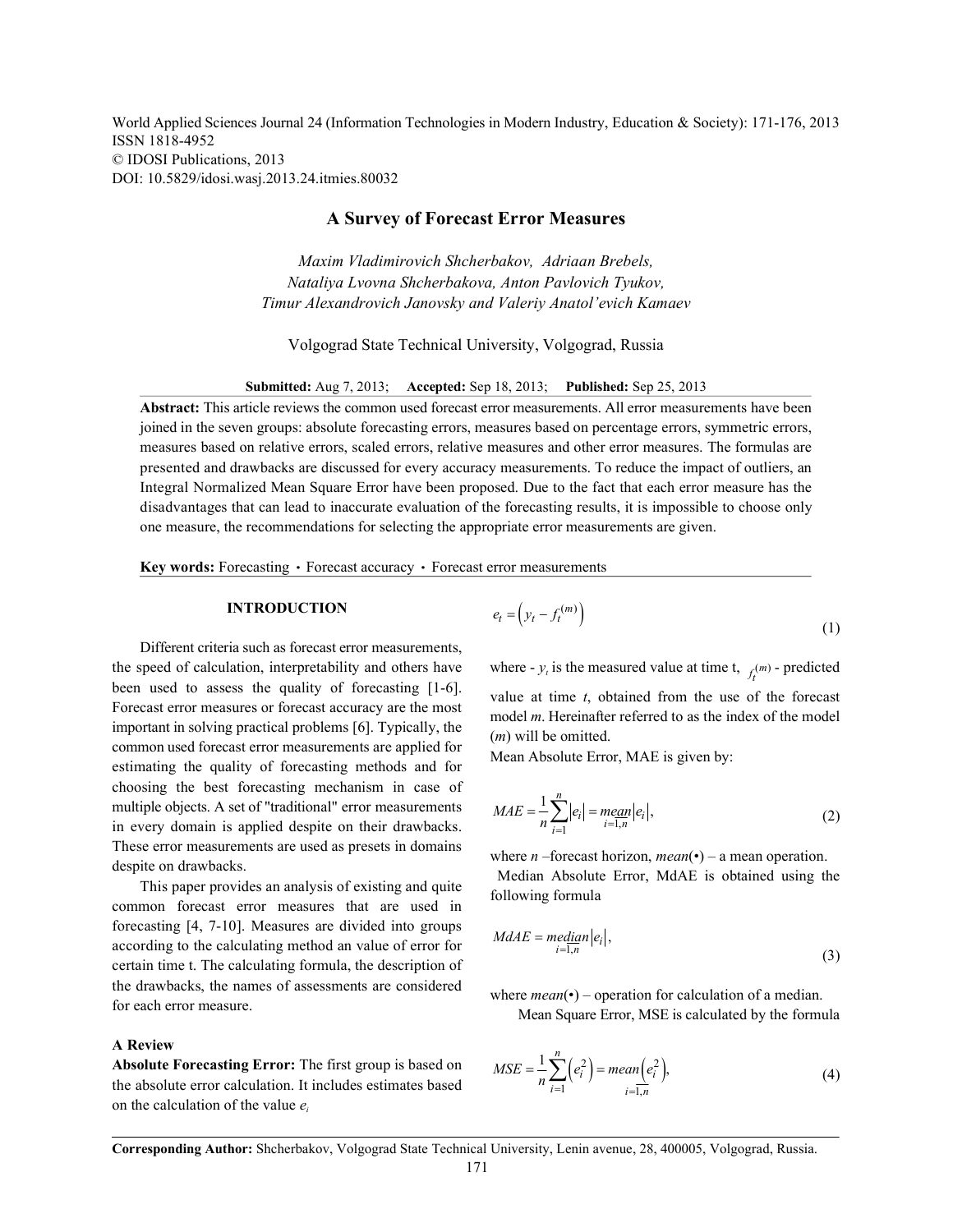World Applied Sciences Journal 24 (Information Technologies in Modern Industry, Education & Society): 171-176, 2013
ISSN 1818-4952
© IDOSI Publications, 2013
DOI: 10.5829/idosi.wasj.2013.24.itmies.80032

# A Survey of Forecast Error Measures

*Maxim Vladimirovich Shcherbakov, Adriaan Brebels, Nataliya Lvovna Shcherbakova, Anton Pavlovich Tyukov, Timur Alexandrovich Janovsky and Valeriy Anatol'evich Kamaev*

Volgograd State Technical University, Volgograd, Russia

**Submitted:** Aug 7, 2013; **Accepted:** Sep 18, 2013; **Published:** Sep 25, 2013

**Abstract:** This article reviews the common used forecast error measurements. All error measurements have been joined in the seven groups: absolute forecasting errors, measures based on percentage errors, symmetric errors, measures based on relative errors, scaled errors, relative measures and other error measures. The formulas are presented and drawbacks are discussed for every accuracy measurements. To reduce the impact of outliers, an Integral Normalized Mean Square Error have been proposed. Due to the fact that each error measure has the disadvantages that can lead to inaccurate evaluation of the forecasting results, it is impossible to choose only one measure, the recommendations for selecting the appropriate error measurements are given.

**Key words:** Forecasting • Forecast accuracy • Forecast error measurements

## INTRODUCTION

Different criteria such as forecast error measurements, the speed of calculation, interpretability and others have been used to assess the quality of forecasting [1-6]. Forecast error measures or forecast accuracy are the most important in solving practical problems [6]. Typically, the common used forecast error measurements are applied for estimating the quality of forecasting methods and for choosing the best forecasting mechanism in case of multiple objects. A set of "traditional" error measurements in every domain is applied despite on their drawbacks. These error measurements are used as presets in domains despite on drawbacks.

This paper provides an analysis of existing and quite common forecast error measures that are used in forecasting [4, 7-10]. Measures are divided into groups according to the calculating method an value of error for certain time t. The calculating formula, the description of the drawbacks, the names of assessments are considered for each error measure.

## A Review

**Absolute Forecasting Error:** The first group is based on the absolute error calculation. It includes estimates based on the calculation of the value $e_i$

$$e_t = \left(y_t - f_t^{(m)}\right) \tag{1}$$

where - $y_t$ is the measured value at time t, $f_t^{(m)}$ - predicted value at time $t$, obtained from the use of the forecast model $m$. Hereinafter referred to as the index of the model ($m$) will be omitted.

Mean Absolute Error, MAE is given by:

$$MAE = \frac{1}{n}\sum_{i=1}^{n}|e_i| = \underset{i=1,n}{mean}|e_i|, \tag{2}$$

where $n$ –forecast horizon, $mean(\bullet)$ – a mean operation.

Median Absolute Error, MdAE is obtained using the following formula

$$MdAE = \underset{i=1,n}{median}|e_i|, \tag{3}$$

where $mean(\bullet)$ – operation for calculation of a median.

Mean Square Error, MSE is calculated by the formula

$$MSE = \frac{1}{n}\sum_{i=1}^{n}\left(e_i^2\right) = \underset{i=\overline{1,n}}{mean}\left(e_i^2\right), \tag{4}$$

**Corresponding Author:** Shcherbakov, Volgograd State Technical University, Lenin avenue, 28, 400005, Volgograd, Russia.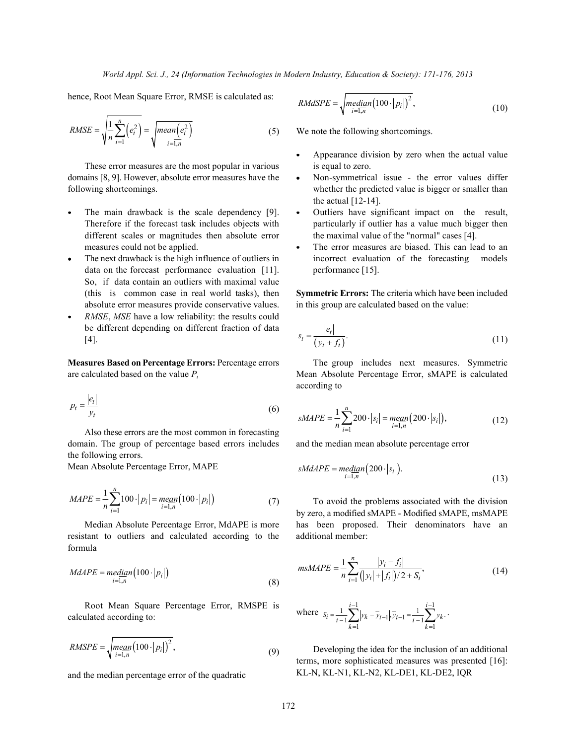hence, Root Mean Square Error, RMSE is calculated as:

$$RMSE = \sqrt{\frac{1}{n}\sum_{i=1}^{n}\left(e_i^2\right)} = \sqrt{\underset{i=1,n}{mean}\left(e_i^2\right)} \tag{5}$$

These error measures are the most popular in various domains [8, 9]. However, absolute error measures have the following shortcomings.

- The main drawback is the scale dependency [9]. Therefore if the forecast task includes objects with different scales or magnitudes then absolute error measures could not be applied.
- The next drawback is the high influence of outliers in data on the forecast performance evaluation [11]. So, if data contain an outliers with maximal value (this is common case in real world tasks), then absolute error measures provide conservative values.
- *RMSE*, *MSE* have a low reliability: the results could be different depending on different fraction of data [4].

**Measures Based on Percentage Errors:** Percentage errors are calculated based on the value $P_t$

$$p_t = \frac{|e_t|}{y_t} \tag{6}$$

Also these errors are the most common in forecasting domain. The group of percentage based errors includes the following errors.

Mean Absolute Percentage Error, MAPE

$$MAPE = \frac{1}{n}\sum_{i=1}^{n}100 \cdot |p_i| = \underset{i=1,n}{mean}\left(100 \cdot |p_i|\right) \tag{7}$$

Median Absolute Percentage Error, MdAPE is more resistant to outliers and calculated according to the formula

$$MdAPE = \underset{i=1,n}{median}\left(100 \cdot |p_i|\right) \tag{8}$$

Root Mean Square Percentage Error, RMSPE is calculated according to:

$$RMSPE = \sqrt{\underset{i=1,n}{mean}\left(100 \cdot |p_i|\right)^2}, \tag{9}$$

and the median percentage error of the quadratic

$$RMdSPE = \sqrt{\underset{i=1,n}{median}\left(100 \cdot |p_i|\right)^2}, \tag{10}$$

We note the following shortcomings.

- Appearance division by zero when the actual value is equal to zero.
- Non-symmetrical issue - the error values differ whether the predicted value is bigger or smaller than the actual [12-14].
- Outliers have significant impact on the result, particularly if outlier has a value much bigger then the maximal value of the "normal" cases [4].
- The error measures are biased. This can lead to an incorrect evaluation of the forecasting models performance [15].

**Symmetric Errors:** The criteria which have been included in this group are calculated based on the value:

$$s_t = \frac{|e_t|}{\left(y_t + f_t\right)}. \tag{11}$$

The group includes next measures. Symmetric Mean Absolute Percentage Error, sMAPE is calculated according to

$$sMAPE = \frac{1}{n}\sum_{i=1}^{n}200 \cdot |s_i| = \underset{i=1,n}{mean}\left(200 \cdot |s_i|\right), \tag{12}$$

and the median mean absolute percentage error

$$sMdAPE = \underset{i=1,n}{median}\left(200 \cdot |s_i|\right). \tag{13}$$

To avoid the problems associated with the division by zero, a modified sMAPE - Modified sMAPE, msMAPE has been proposed. Their denominators have an additional member:

$$msMAPE = \frac{1}{n}\sum_{i=1}^{n}\frac{|y_i - f_i|}{\left(|y_i| + |f_i|\right)/2 + S_i}, \tag{14}$$

where $S_i = \frac{1}{i-1}\sum_{k=1}^{i-1}\left|y_k - \bar{y}_{i-1}\right|, \bar{y}_{i-1} = \frac{1}{i-1}\sum_{k=1}^{i-1}y_k$.

Developing the idea for the inclusion of an additional terms, more sophisticated measures was presented [16]: KL-N, KL-N1, KL-N2, KL-DE1, KL-DE2, IQR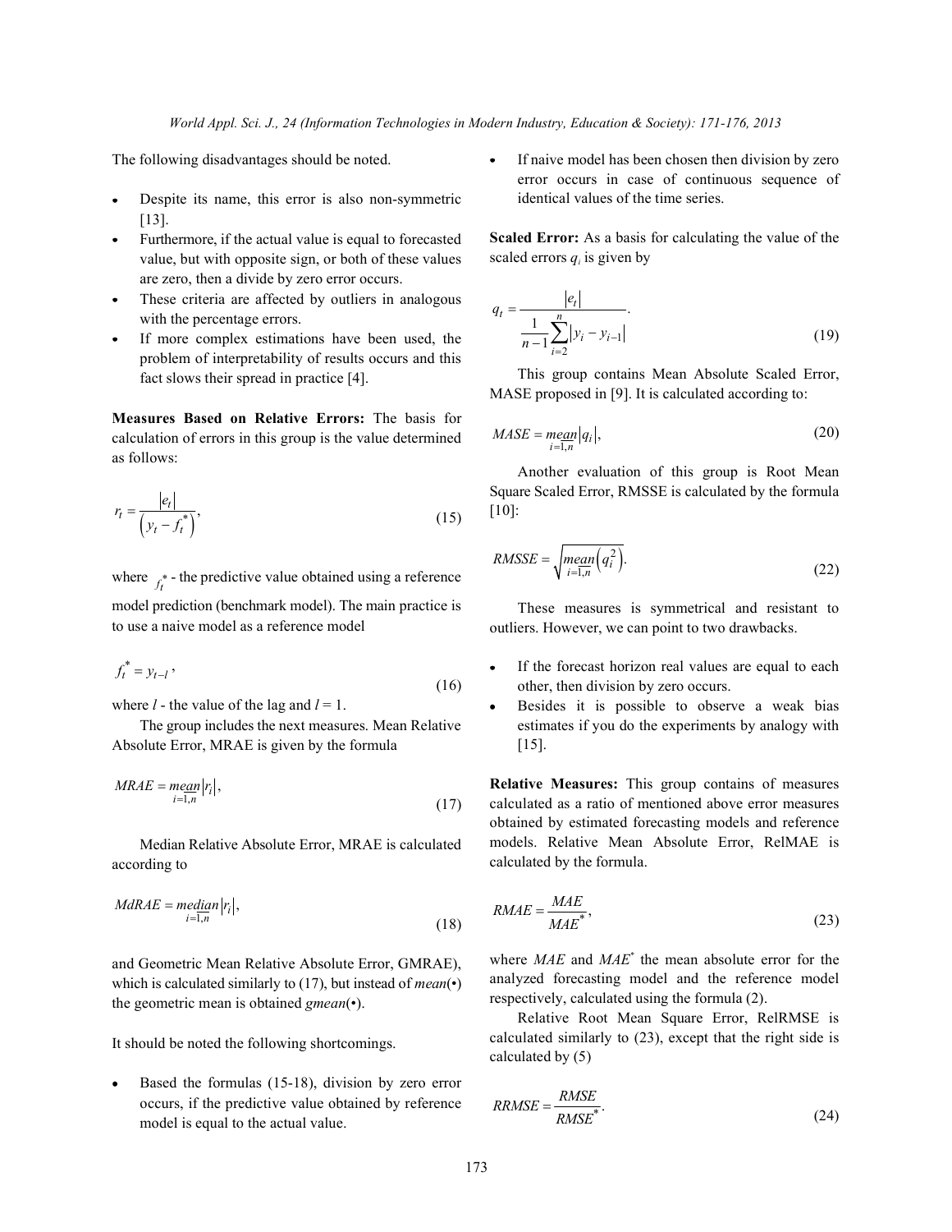The following disadvantages should be noted.

- Despite its name, this error is also non-symmetric [13].
- Furthermore, if the actual value is equal to forecasted value, but with opposite sign, or both of these values are zero, then a divide by zero error occurs.
- These criteria are affected by outliers in analogous with the percentage errors.
- If more complex estimations have been used, the problem of interpretability of results occurs and this fact slows their spread in practice [4].

**Measures Based on Relative Errors:** The basis for calculation of errors in this group is the value determined as follows:

$$r_t = \frac{|e_t|}{\left(y_t - f_t^*\right)}, \tag{15}$$

where $f_t^*$ - the predictive value obtained using a reference model prediction (benchmark model). The main practice is to use a naive model as a reference model

$$f_t^* = y_{t-l}, \tag{16}$$

where $l$ - the value of the lag and $l = 1$.

The group includes the next measures. Mean Relative Absolute Error, MRAE is given by the formula

$$MRAE = \underset{i=1,n}{mean}|r_i|, \tag{17}$$

Median Relative Absolute Error, MRAE is calculated according to

$$MdRAE = \underset{i=1,n}{median}|r_i|, \tag{18}$$

and Geometric Mean Relative Absolute Error, GMRAE), which is calculated similarly to (17), but instead of *mean*(•) the geometric mean is obtained *gmean*(•).

It should be noted the following shortcomings.

- Based the formulas (15-18), division by zero error occurs, if the predictive value obtained by reference model is equal to the actual value.
- If naive model has been chosen then division by zero error occurs in case of continuous sequence of identical values of the time series.

**Scaled Error:** As a basis for calculating the value of the scaled errors $q_i$ is given by

$$q_t = \frac{|e_t|}{\frac{1}{n-1}\sum_{i=2}^{n}|y_i - y_{i-1}|}. \tag{19}$$

This group contains Mean Absolute Scaled Error, MASE proposed in [9]. It is calculated according to:

$$MASE = \underset{i=1,n}{mean}|q_i|, \tag{20}$$

Another evaluation of this group is Root Mean Square Scaled Error, RMSSE is calculated by the formula [10]:

$$RMSSE = \sqrt{\underset{i=1,n}{mean}\left(q_i^2\right)}. \tag{22}$$

These measures is symmetrical and resistant to outliers. However, we can point to two drawbacks.

- If the forecast horizon real values are equal to each other, then division by zero occurs.
- Besides it is possible to observe a weak bias estimates if you do the experiments by analogy with [15].

**Relative Measures:** This group contains of measures calculated as a ratio of mentioned above error measures obtained by estimated forecasting models and reference models. Relative Mean Absolute Error, RelMAE is calculated by the formula.

$$RMAE = \frac{MAE}{MAE^*}, \tag{23}$$

where *MAE* and $MAE^*$ the mean absolute error for the analyzed forecasting model and the reference model respectively, calculated using the formula (2).

Relative Root Mean Square Error, RelRMSE is calculated similarly to (23), except that the right side is calculated by (5)

$$RRMSE = \frac{RMSE}{RMSE^*}. \tag{24}$$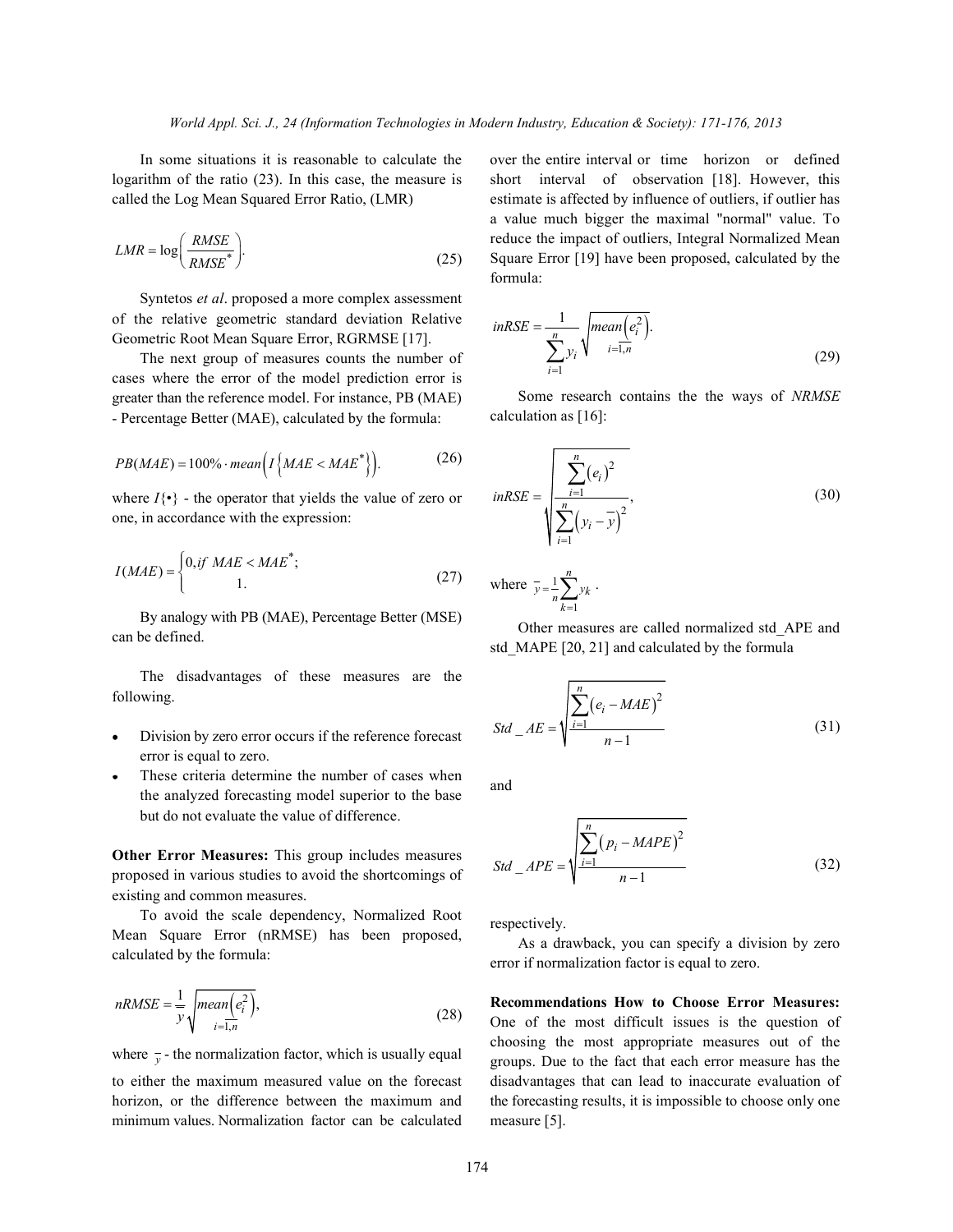In some situations it is reasonable to calculate the logarithm of the ratio (23). In this case, the measure is called the Log Mean Squared Error Ratio, (LMR)

$$LMR = \log\left(\frac{RMSE}{RMSE^*}\right). \tag{25}$$

Syntetos *et al*. proposed a more complex assessment of the relative geometric standard deviation Relative Geometric Root Mean Square Error, RGRMSE [17].

The next group of measures counts the number of cases where the error of the model prediction error is greater than the reference model. For instance, PB (MAE) - Percentage Better (MAE), calculated by the formula:

$$PB(MAE) = 100\% \cdot mean\left(I\left\{MAE < MAE^*\right\}\right). \tag{26}$$

where $I\{\bullet\}$ - the operator that yields the value of zero or one, in accordance with the expression:

$$I(MAE) = \begin{cases} 0, if\ MAE < MAE^*; \\ 1. \end{cases} \tag{27}$$

By analogy with PB (MAE), Percentage Better (MSE) can be defined.

The disadvantages of these measures are the following.

- Division by zero error occurs if the reference forecast error is equal to zero.
- These criteria determine the number of cases when the analyzed forecasting model superior to the base but do not evaluate the value of difference.

**Other Error Measures:** This group includes measures proposed in various studies to avoid the shortcomings of existing and common measures.

To avoid the scale dependency, Normalized Root Mean Square Error (nRMSE) has been proposed, calculated by the formula:

$$nRMSE = \frac{1}{\bar{y}}\sqrt{\underset{i=\overline{1,n}}{mean}\left(e_i^2\right)}, \tag{28}$$

where $\bar{y}$ - the normalization factor, which is usually equal to either the maximum measured value on the forecast horizon, or the difference between the maximum and minimum values. Normalization factor can be calculated over the entire interval or time horizon or defined short interval of observation [18]. However, this estimate is affected by influence of outliers, if outlier has a value much bigger the maximal "normal" value. To reduce the impact of outliers, Integral Normalized Mean Square Error [19] have been proposed, calculated by the formula:

$$inRSE = \frac{1}{\sum_{i=1}^{n} y_i}\sqrt{\underset{i=\overline{1,n}}{mean}\left(e_i^2\right)}. \tag{29}$$

Some research contains the the ways of *NRMSE* calculation as [16]:

$$inRSE = \sqrt{\frac{\sum_{i=1}^{n}\left(e_i\right)^2}{\sum_{i=1}^{n}\left(y_i - \bar{y}\right)^2}}, \tag{30}$$

where $\bar{y} = \frac{1}{n}\sum_{k=1}^{n} y_k$ .

Other measures are called normalized std_APE and std_MAPE [20, 21] and calculated by the formula

$$Std\_AE = \sqrt{\frac{\sum_{i=1}^{n}\left(e_i - MAE\right)^2}{n-1}} \tag{31}$$

and

$$Std\_APE = \sqrt{\frac{\sum_{i=1}^{n}\left(p_i - MAPE\right)^2}{n-1}} \tag{32}$$

respectively.

As a drawback, you can specify a division by zero error if normalization factor is equal to zero.

**Recommendations How to Choose Error Measures:** One of the most difficult issues is the question of choosing the most appropriate measures out of the groups. Due to the fact that each error measure has the disadvantages that can lead to inaccurate evaluation of the forecasting results, it is impossible to choose only one measure [5].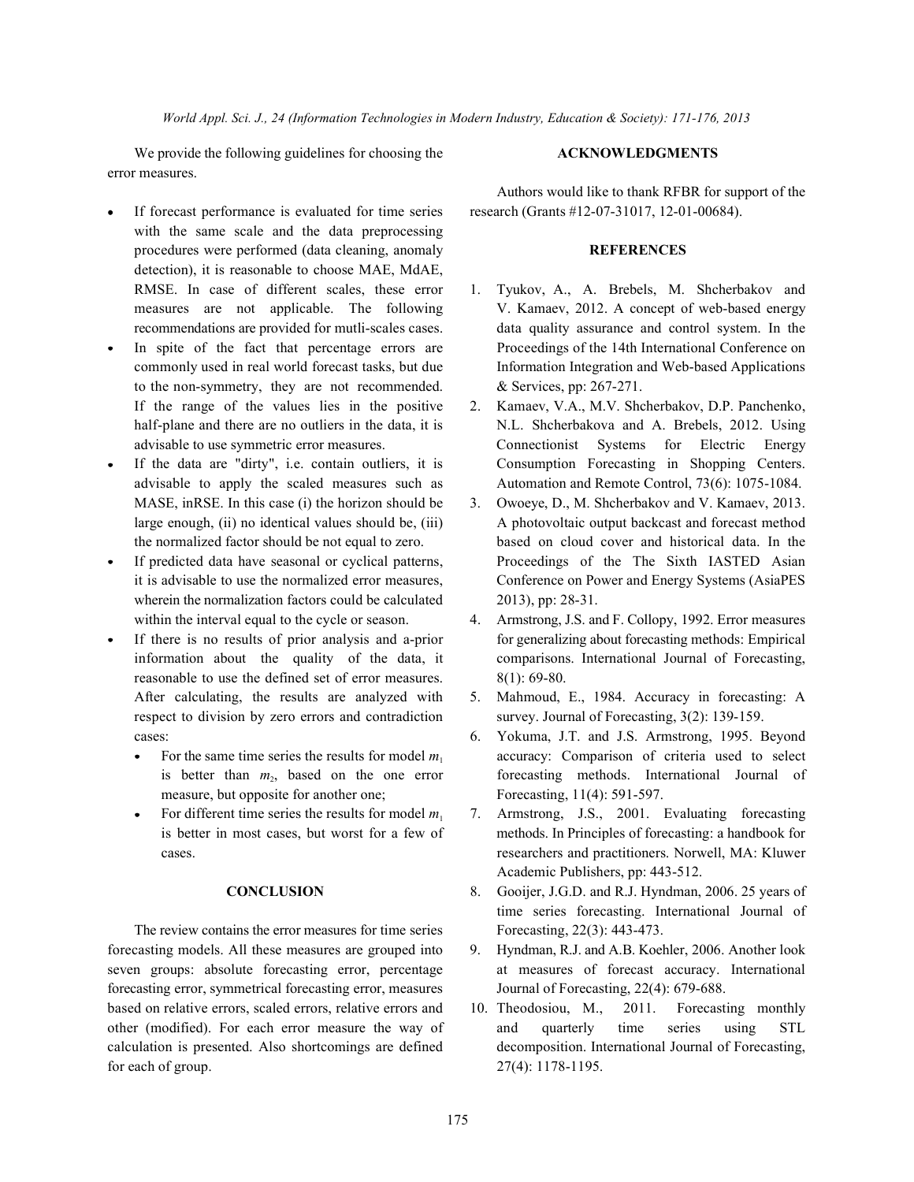We provide the following guidelines for choosing the error measures.

- If forecast performance is evaluated for time series with the same scale and the data preprocessing procedures were performed (data cleaning, anomaly detection), it is reasonable to choose MAE, MdAE, RMSE. In case of different scales, these error measures are not applicable. The following recommendations are provided for mutli-scales cases.
- In spite of the fact that percentage errors are commonly used in real world forecast tasks, but due to the non-symmetry, they are not recommended. If the range of the values lies in the positive half-plane and there are no outliers in the data, it is advisable to use symmetric error measures.
- If the data are "dirty", i.e. contain outliers, it is advisable to apply the scaled measures such as MASE, inRSE. In this case (i) the horizon should be large enough, (ii) no identical values should be, (iii) the normalized factor should be not equal to zero.
- If predicted data have seasonal or cyclical patterns, it is advisable to use the normalized error measures, wherein the normalization factors could be calculated within the interval equal to the cycle or season.
- If there is no results of prior analysis and a-prior information about the quality of the data, it reasonable to use the defined set of error measures. After calculating, the results are analyzed with respect to division by zero errors and contradiction cases:
    - For the same time series the results for model $m_1$ is better than $m_2$, based on the one error measure, but opposite for another one;
    - For different time series the results for model $m_1$ is better in most cases, but worst for a few of cases.

## CONCLUSION

The review contains the error measures for time series forecasting models. All these measures are grouped into seven groups: absolute forecasting error, percentage forecasting error, symmetrical forecasting error, measures based on relative errors, scaled errors, relative errors and other (modified). For each error measure the way of calculation is presented. Also shortcomings are defined for each of group.

## ACKNOWLEDGMENTS

Authors would like to thank RFBR for support of the research (Grants #12-07-31017, 12-01-00684).

## REFERENCES

1. Tyukov, A., A. Brebels, M. Shcherbakov and V. Kamaev, 2012. A concept of web-based energy data quality assurance and control system. In the Proceedings of the 14th International Conference on Information Integration and Web-based Applications & Services, pp: 267-271.
2. Kamaev, V.A., M.V. Shcherbakov, D.P. Panchenko, N.L. Shcherbakova and A. Brebels, 2012. Using Connectionist Systems for Electric Energy Consumption Forecasting in Shopping Centers. Automation and Remote Control, 73(6): 1075-1084.
3. Owoeye, D., M. Shcherbakov and V. Kamaev, 2013. A photovoltaic output backcast and forecast method based on cloud cover and historical data. In the Proceedings of the The Sixth IASTED Asian Conference on Power and Energy Systems (AsiaPES 2013), pp: 28-31.
4. Armstrong, J.S. and F. Collopy, 1992. Error measures for generalizing about forecasting methods: Empirical comparisons. International Journal of Forecasting, 8(1): 69-80.
5. Mahmoud, E., 1984. Accuracy in forecasting: A survey. Journal of Forecasting, 3(2): 139-159.
6. Yokuma, J.T. and J.S. Armstrong, 1995. Beyond accuracy: Comparison of criteria used to select forecasting methods. International Journal of Forecasting, 11(4): 591-597.
7. Armstrong, J.S., 2001. Evaluating forecasting methods. In Principles of forecasting: a handbook for researchers and practitioners. Norwell, MA: Kluwer Academic Publishers, pp: 443-512.
8. Gooijer, J.G.D. and R.J. Hyndman, 2006. 25 years of time series forecasting. International Journal of Forecasting, 22(3): 443-473.
9. Hyndman, R.J. and A.B. Koehler, 2006. Another look at measures of forecast accuracy. International Journal of Forecasting, 22(4): 679-688.
10. Theodosiou, M., 2011. Forecasting monthly and quarterly time series using STL decomposition. International Journal of Forecasting, 27(4): 1178-1195.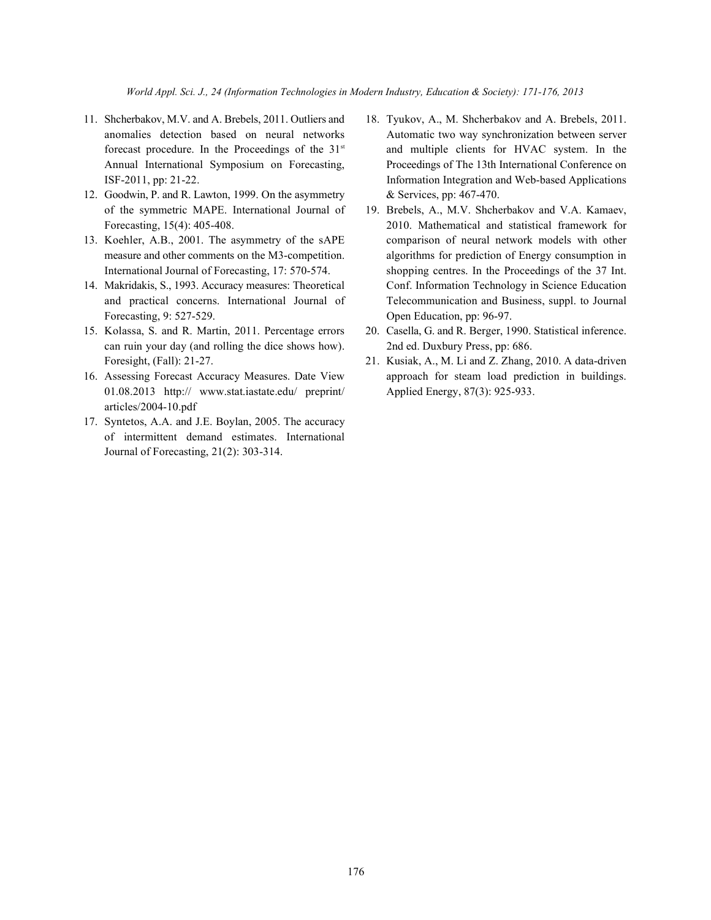11. Shcherbakov, M.V. and A. Brebels, 2011. Outliers and anomalies detection based on neural networks forecast procedure. In the Proceedings of the 31st Annual International Symposium on Forecasting, ISF-2011, pp: 21-22.
12. Goodwin, P. and R. Lawton, 1999. On the asymmetry of the symmetric MAPE. International Journal of Forecasting, 15(4): 405-408.
13. Koehler, A.B., 2001. The asymmetry of the sAPE measure and other comments on the M3-competition. International Journal of Forecasting, 17: 570-574.
14. Makridakis, S., 1993. Accuracy measures: Theoretical and practical concerns. International Journal of Forecasting, 9: 527-529.
15. Kolassa, S. and R. Martin, 2011. Percentage errors can ruin your day (and rolling the dice shows how). Foresight, (Fall): 21-27.
16. Assessing Forecast Accuracy Measures. Date View 01.08.2013 http:// www.stat.iastate.edu/ preprint/ articles/2004-10.pdf
17. Syntetos, A.A. and J.E. Boylan, 2005. The accuracy of intermittent demand estimates. International Journal of Forecasting, 21(2): 303-314.
18. Tyukov, A., M. Shcherbakov and A. Brebels, 2011. Automatic two way synchronization between server and multiple clients for HVAC system. In the Proceedings of The 13th International Conference on Information Integration and Web-based Applications & Services, pp: 467-470.
19. Brebels, A., M.V. Shcherbakov and V.A. Kamaev, 2010. Mathematical and statistical framework for comparison of neural network models with other algorithms for prediction of Energy consumption in shopping centres. In the Proceedings of the 37 Int. Conf. Information Technology in Science Education Telecommunication and Business, suppl. to Journal Open Education, pp: 96-97.
20. Casella, G. and R. Berger, 1990. Statistical inference. 2nd ed. Duxbury Press, pp: 686.
21. Kusiak, A., M. Li and Z. Zhang, 2010. A data-driven approach for steam load prediction in buildings. Applied Energy, 87(3): 925-933.